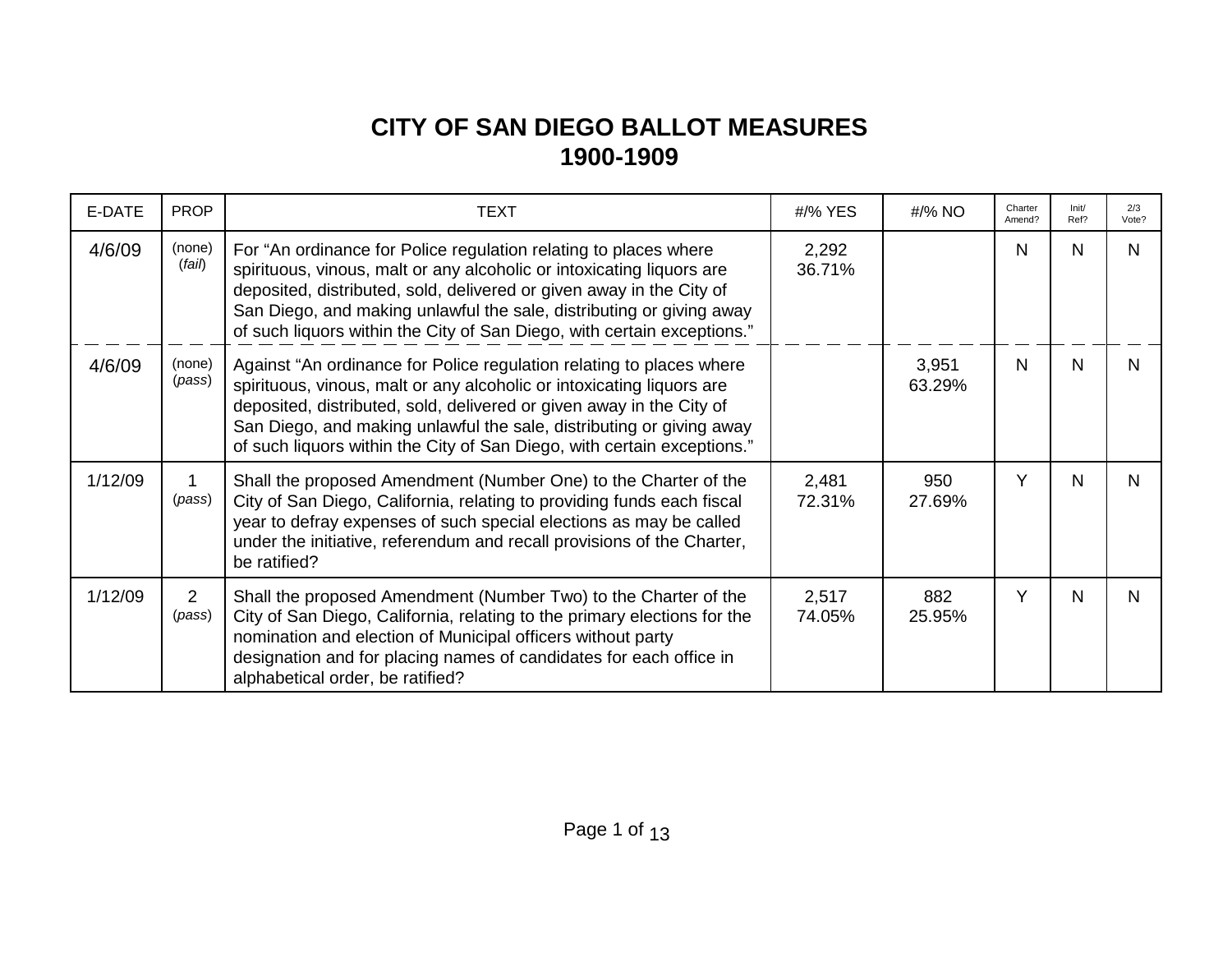# CITY OF SAN DIEGO BALLOT MEASURES
## 1900-1909

| E-DATE | PROP | TEXT | #/% YES | #/% NO | Charter Amend? | Init/ Ref? | 2/3 Vote? |
|---|---|---|---|---|---|---|---|
| 4/6/09 | (none) (*fail*) | For "An ordinance for Police regulation relating to places where spirituous, vinous, malt or any alcoholic or intoxicating liquors are deposited, distributed, sold, delivered or given away in the City of San Diego, and making unlawful the sale, distributing or giving away of such liquors within the City of San Diego, with certain exceptions." | 2,292 36.71% | | N | N | N |
| 4/6/09 | (none) (*pass*) | Against "An ordinance for Police regulation relating to places where spirituous, vinous, malt or any alcoholic or intoxicating liquors are deposited, distributed, sold, delivered or given away in the City of San Diego, and making unlawful the sale, distributing or giving away of such liquors within the City of San Diego, with certain exceptions." | | 3,951 63.29% | N | N | N |
| 1/12/09 | 1 (*pass*) | Shall the proposed Amendment (Number One) to the Charter of the City of San Diego, California, relating to providing funds each fiscal year to defray expenses of such special elections as may be called under the initiative, referendum and recall provisions of the Charter, be ratified? | 2,481 72.31% | 950 27.69% | Y | N | N |
| 1/12/09 | 2 (*pass*) | Shall the proposed Amendment (Number Two) to the Charter of the City of San Diego, California, relating to the primary elections for the nomination and election of Municipal officers without party designation and for placing names of candidates for each office in alphabetical order, be ratified? | 2,517 74.05% | 882 25.95% | Y | N | N |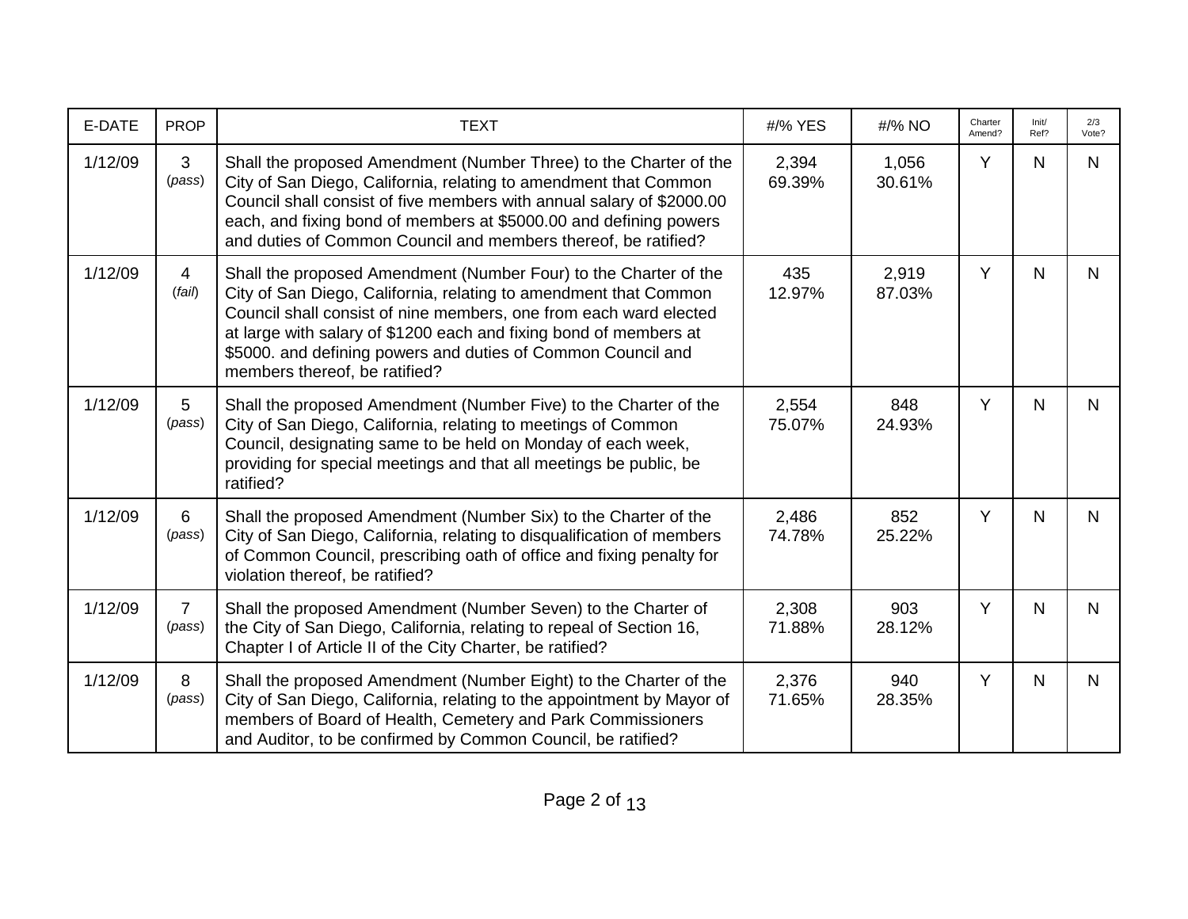| E-DATE | PROP | TEXT | #/% YES | #/% NO | Charter Amend? | Init/ Ref? | 2/3 Vote? |
|---|---|---|---|---|---|---|---|
| 1/12/09 | 3 (*pass*) | Shall the proposed Amendment (Number Three) to the Charter of the City of San Diego, California, relating to amendment that Common Council shall consist of five members with annual salary of $2000.00 each, and fixing bond of members at $5000.00 and defining powers and duties of Common Council and members thereof, be ratified? | 2,394 69.39% | 1,056 30.61% | Y | N | N |
| 1/12/09 | 4 (*fail*) | Shall the proposed Amendment (Number Four) to the Charter of the City of San Diego, California, relating to amendment that Common Council shall consist of nine members, one from each ward elected at large with salary of $1200 each and fixing bond of members at $5000. and defining powers and duties of Common Council and members thereof, be ratified? | 435 12.97% | 2,919 87.03% | Y | N | N |
| 1/12/09 | 5 (*pass*) | Shall the proposed Amendment (Number Five) to the Charter of the City of San Diego, California, relating to meetings of Common Council, designating same to be held on Monday of each week, providing for special meetings and that all meetings be public, be ratified? | 2,554 75.07% | 848 24.93% | Y | N | N |
| 1/12/09 | 6 (*pass*) | Shall the proposed Amendment (Number Six) to the Charter of the City of San Diego, California, relating to disqualification of members of Common Council, prescribing oath of office and fixing penalty for violation thereof, be ratified? | 2,486 74.78% | 852 25.22% | Y | N | N |
| 1/12/09 | 7 (*pass*) | Shall the proposed Amendment (Number Seven) to the Charter of the City of San Diego, California, relating to repeal of Section 16, Chapter I of Article II of the City Charter, be ratified? | 2,308 71.88% | 903 28.12% | Y | N | N |
| 1/12/09 | 8 (*pass*) | Shall the proposed Amendment (Number Eight) to the Charter of the City of San Diego, California, relating to the appointment by Mayor of members of Board of Health, Cemetery and Park Commissioners and Auditor, to be confirmed by Common Council, be ratified? | 2,376 71.65% | 940 28.35% | Y | N | N |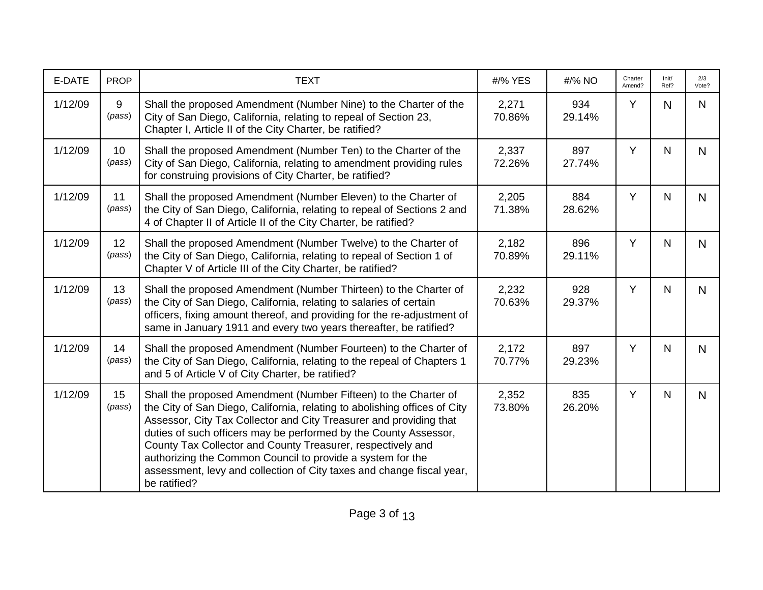| E-DATE | PROP | TEXT | #/% YES | #/% NO | Charter Amend? | Init/ Ref? | 2/3 Vote? |
|---|---|---|---|---|---|---|---|
| 1/12/09 | 9 (*pass*) | Shall the proposed Amendment (Number Nine) to the Charter of the City of San Diego, California, relating to repeal of Section 23, Chapter I, Article II of the City Charter, be ratified? | 2,271 70.86% | 934 29.14% | Y | N | N |
| 1/12/09 | 10 (*pass*) | Shall the proposed Amendment (Number Ten) to the Charter of the City of San Diego, California, relating to amendment providing rules for construing provisions of City Charter, be ratified? | 2,337 72.26% | 897 27.74% | Y | N | N |
| 1/12/09 | 11 (*pass*) | Shall the proposed Amendment (Number Eleven) to the Charter of the City of San Diego, California, relating to repeal of Sections 2 and 4 of Chapter II of Article II of the City Charter, be ratified? | 2,205 71.38% | 884 28.62% | Y | N | N |
| 1/12/09 | 12 (*pass*) | Shall the proposed Amendment (Number Twelve) to the Charter of the City of San Diego, California, relating to repeal of Section 1 of Chapter V of Article III of the City Charter, be ratified? | 2,182 70.89% | 896 29.11% | Y | N | N |
| 1/12/09 | 13 (*pass*) | Shall the proposed Amendment (Number Thirteen) to the Charter of the City of San Diego, California, relating to salaries of certain officers, fixing amount thereof, and providing for the re-adjustment of same in January 1911 and every two years thereafter, be ratified? | 2,232 70.63% | 928 29.37% | Y | N | N |
| 1/12/09 | 14 (*pass*) | Shall the proposed Amendment (Number Fourteen) to the Charter of the City of San Diego, California, relating to the repeal of Chapters 1 and 5 of Article V of City Charter, be ratified? | 2,172 70.77% | 897 29.23% | Y | N | N |
| 1/12/09 | 15 (*pass*) | Shall the proposed Amendment (Number Fifteen) to the Charter of the City of San Diego, California, relating to abolishing offices of City Assessor, City Tax Collector and City Treasurer and providing that duties of such officers may be performed by the County Assessor, County Tax Collector and County Treasurer, respectively and authorizing the Common Council to provide a system for the assessment, levy and collection of City taxes and change fiscal year, be ratified? | 2,352 73.80% | 835 26.20% | Y | N | N |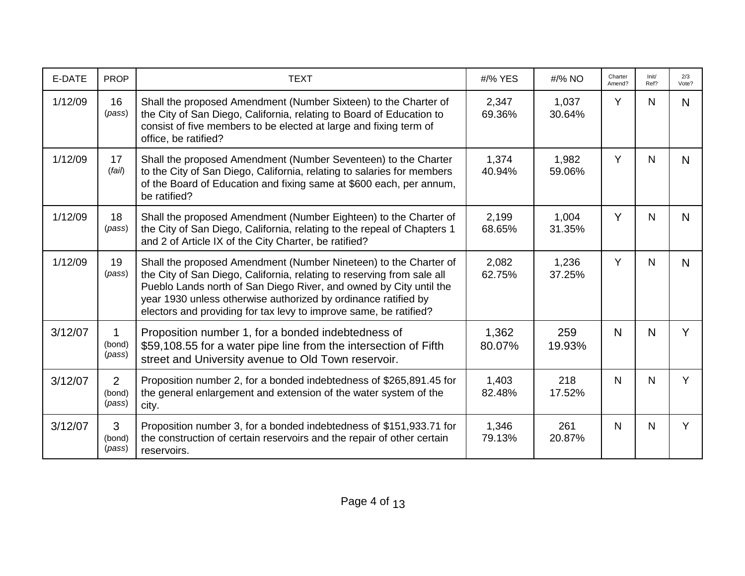| E-DATE | PROP | TEXT | #/% YES | #/% NO | Charter Amend? | Init/ Ref? | 2/3 Vote? |
|---|---|---|---|---|---|---|---|
| 1/12/09 | 16 (*pass*) | Shall the proposed Amendment (Number Sixteen) to the Charter of the City of San Diego, California, relating to Board of Education to consist of five members to be elected at large and fixing term of office, be ratified? | 2,347 69.36% | 1,037 30.64% | Y | N | N |
| 1/12/09 | 17 (*fail*) | Shall the proposed Amendment (Number Seventeen) to the Charter to the City of San Diego, California, relating to salaries for members of the Board of Education and fixing same at $600 each, per annum, be ratified? | 1,374 40.94% | 1,982 59.06% | Y | N | N |
| 1/12/09 | 18 (*pass*) | Shall the proposed Amendment (Number Eighteen) to the Charter of the City of San Diego, California, relating to the repeal of Chapters 1 and 2 of Article IX of the City Charter, be ratified? | 2,199 68.65% | 1,004 31.35% | Y | N | N |
| 1/12/09 | 19 (*pass*) | Shall the proposed Amendment (Number Nineteen) to the Charter of the City of San Diego, California, relating to reserving from sale all Pueblo Lands north of San Diego River, and owned by City until the year 1930 unless otherwise authorized by ordinance ratified by electors and providing for tax levy to improve same, be ratified? | 2,082 62.75% | 1,236 37.25% | Y | N | N |
| 3/12/07 | 1 (bond) (*pass*) | Proposition number 1, for a bonded indebtedness of $59,108.55 for a water pipe line from the intersection of Fifth street and University avenue to Old Town reservoir. | 1,362 80.07% | 259 19.93% | N | N | Y |
| 3/12/07 | 2 (bond) (*pass*) | Proposition number 2, for a bonded indebtedness of $265,891.45 for the general enlargement and extension of the water system of the city. | 1,403 82.48% | 218 17.52% | N | N | Y |
| 3/12/07 | 3 (bond) (*pass*) | Proposition number 3, for a bonded indebtedness of $151,933.71 for the construction of certain reservoirs and the repair of other certain reservoirs. | 1,346 79.13% | 261 20.87% | N | N | Y |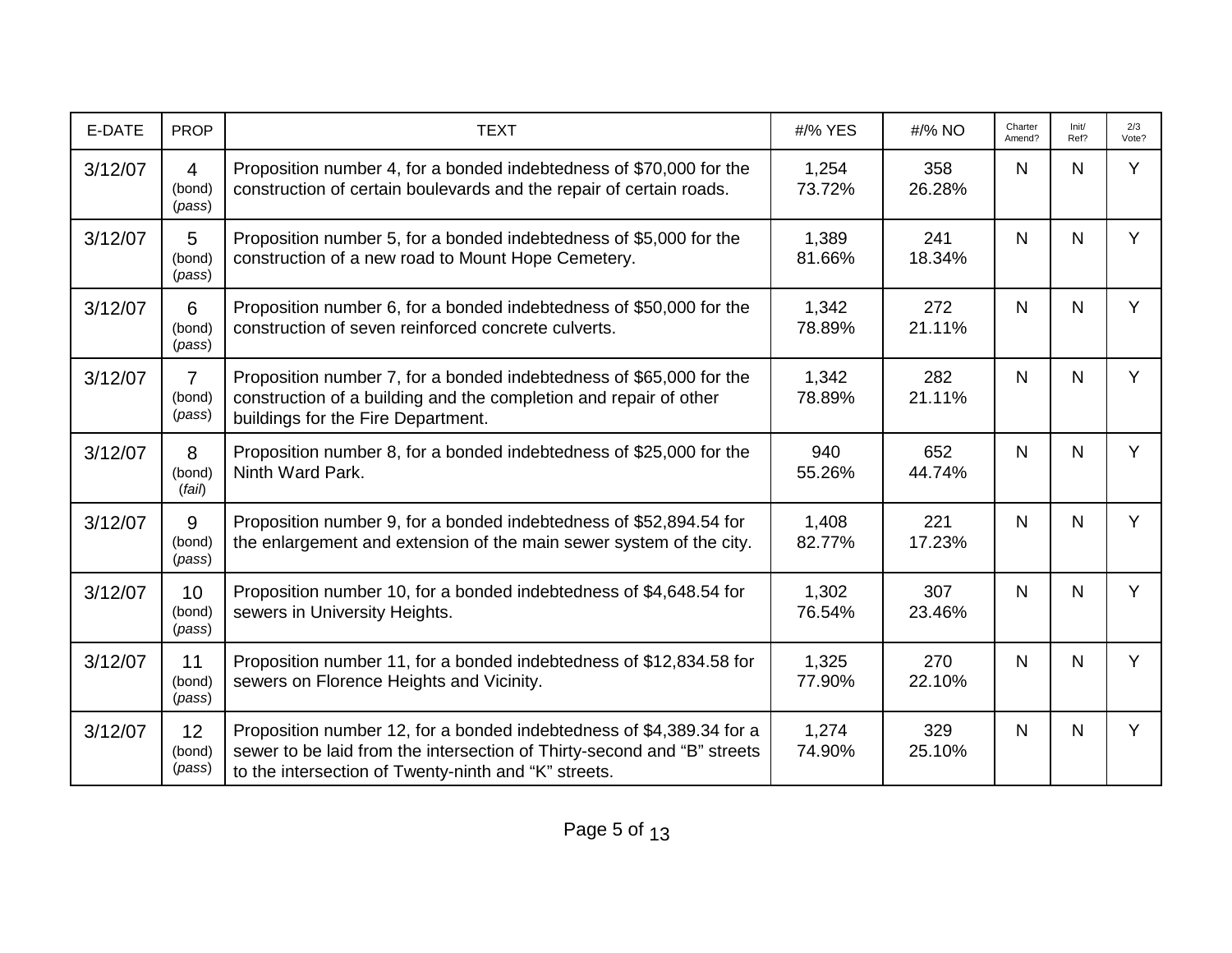| E-DATE | PROP | TEXT | #/% YES | #/% NO | Charter Amend? | Init/ Ref? | 2/3 Vote? |
|---|---|---|---|---|---|---|---|
| 3/12/07 | 4 (bond) (*pass*) | Proposition number 4, for a bonded indebtedness of $70,000 for the construction of certain boulevards and the repair of certain roads. | 1,254 73.72% | 358 26.28% | N | N | Y |
| 3/12/07 | 5 (bond) (*pass*) | Proposition number 5, for a bonded indebtedness of $5,000 for the construction of a new road to Mount Hope Cemetery. | 1,389 81.66% | 241 18.34% | N | N | Y |
| 3/12/07 | 6 (bond) (*pass*) | Proposition number 6, for a bonded indebtedness of $50,000 for the construction of seven reinforced concrete culverts. | 1,342 78.89% | 272 21.11% | N | N | Y |
| 3/12/07 | 7 (bond) (*pass*) | Proposition number 7, for a bonded indebtedness of $65,000 for the construction of a building and the completion and repair of other buildings for the Fire Department. | 1,342 78.89% | 282 21.11% | N | N | Y |
| 3/12/07 | 8 (bond) (*fail*) | Proposition number 8, for a bonded indebtedness of $25,000 for the Ninth Ward Park. | 940 55.26% | 652 44.74% | N | N | Y |
| 3/12/07 | 9 (bond) (*pass*) | Proposition number 9, for a bonded indebtedness of $52,894.54 for the enlargement and extension of the main sewer system of the city. | 1,408 82.77% | 221 17.23% | N | N | Y |
| 3/12/07 | 10 (bond) (*pass*) | Proposition number 10, for a bonded indebtedness of $4,648.54 for sewers in University Heights. | 1,302 76.54% | 307 23.46% | N | N | Y |
| 3/12/07 | 11 (bond) (*pass*) | Proposition number 11, for a bonded indebtedness of $12,834.58 for sewers on Florence Heights and Vicinity. | 1,325 77.90% | 270 22.10% | N | N | Y |
| 3/12/07 | 12 (bond) (*pass*) | Proposition number 12, for a bonded indebtedness of $4,389.34 for a sewer to be laid from the intersection of Thirty-second and "B" streets to the intersection of Twenty-ninth and "K" streets. | 1,274 74.90% | 329 25.10% | N | N | Y |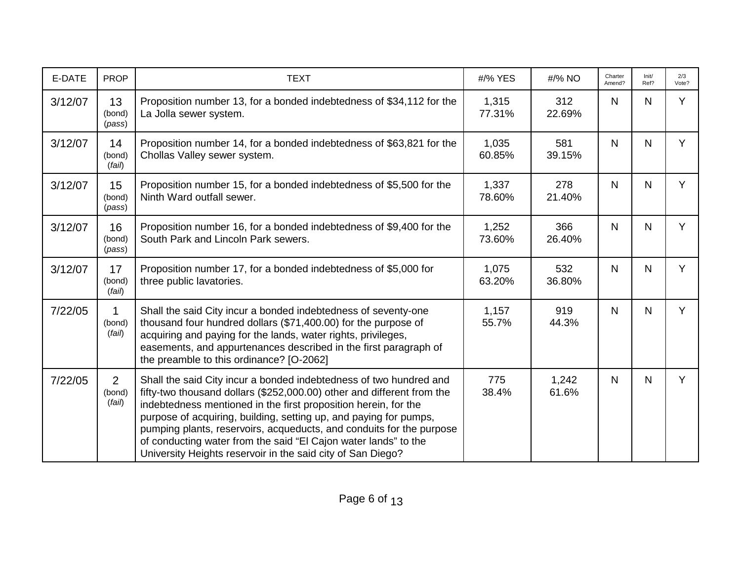| E-DATE | PROP | TEXT | #/% YES | #/% NO | Charter Amend? | Init/ Ref? | 2/3 Vote? |
|---|---|---|---|---|---|---|---|
| 3/12/07 | 13 (bond) (*pass*) | Proposition number 13, for a bonded indebtedness of $34,112 for the La Jolla sewer system. | 1,315 77.31% | 312 22.69% | N | N | Y |
| 3/12/07 | 14 (bond) (*fail*) | Proposition number 14, for a bonded indebtedness of $63,821 for the Chollas Valley sewer system. | 1,035 60.85% | 581 39.15% | N | N | Y |
| 3/12/07 | 15 (bond) (*pass*) | Proposition number 15, for a bonded indebtedness of $5,500 for the Ninth Ward outfall sewer. | 1,337 78.60% | 278 21.40% | N | N | Y |
| 3/12/07 | 16 (bond) (*pass*) | Proposition number 16, for a bonded indebtedness of $9,400 for the South Park and Lincoln Park sewers. | 1,252 73.60% | 366 26.40% | N | N | Y |
| 3/12/07 | 17 (bond) (*fail*) | Proposition number 17, for a bonded indebtedness of $5,000 for three public lavatories. | 1,075 63.20% | 532 36.80% | N | N | Y |
| 7/22/05 | 1 (bond) (*fail*) | Shall the said City incur a bonded indebtedness of seventy-one thousand four hundred dollars ($71,400.00) for the purpose of acquiring and paying for the lands, water rights, privileges, easements, and appurtenances described in the first paragraph of the preamble to this ordinance? [O-2062] | 1,157 55.7% | 919 44.3% | N | N | Y |
| 7/22/05 | 2 (bond) (*fail*) | Shall the said City incur a bonded indebtedness of two hundred and fifty-two thousand dollars ($252,000.00) other and different from the indebtedness mentioned in the first proposition herein, for the purpose of acquiring, building, setting up, and paying for pumps, pumping plants, reservoirs, acqueducts, and conduits for the purpose of conducting water from the said "El Cajon water lands" to the University Heights reservoir in the said city of San Diego? | 775 38.4% | 1,242 61.6% | N | N | Y |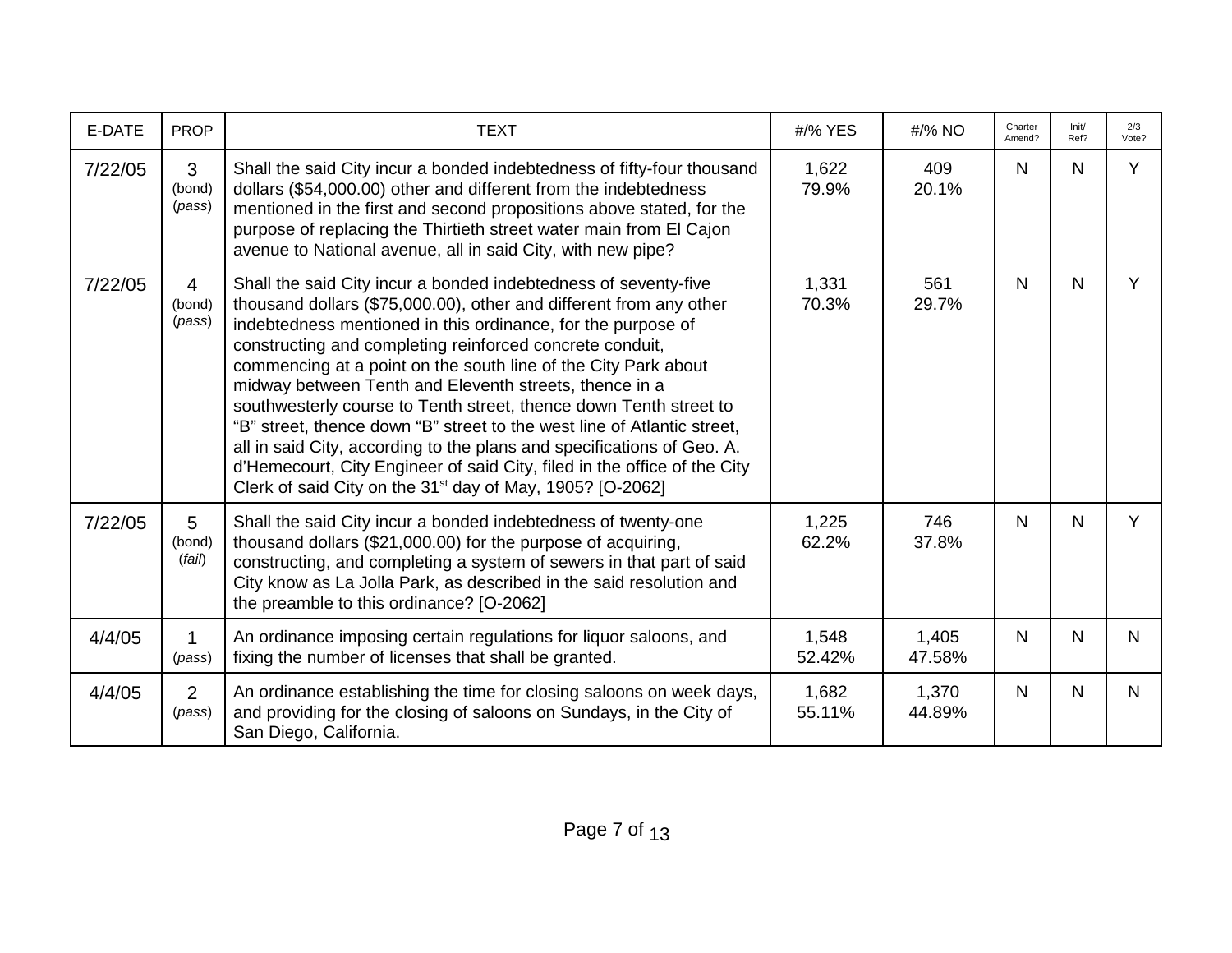| E-DATE | PROP | TEXT | #/% YES | #/% NO | Charter Amend? | Init/ Ref? | 2/3 Vote? |
|---|---|---|---|---|---|---|---|
| 7/22/05 | 3 (bond) (*pass*) | Shall the said City incur a bonded indebtedness of fifty-four thousand dollars ($54,000.00) other and different from the indebtedness mentioned in the first and second propositions above stated, for the purpose of replacing the Thirtieth street water main from El Cajon avenue to National avenue, all in said City, with new pipe? | 1,622 79.9% | 409 20.1% | N | N | Y |
| 7/22/05 | 4 (bond) (*pass*) | Shall the said City incur a bonded indebtedness of seventy-five thousand dollars ($75,000.00), other and different from any other indebtedness mentioned in this ordinance, for the purpose of constructing and completing reinforced concrete conduit, commencing at a point on the south line of the City Park about midway between Tenth and Eleventh streets, thence in a southwesterly course to Tenth street, thence down Tenth street to "B" street, thence down "B" street to the west line of Atlantic street, all in said City, according to the plans and specifications of Geo. A. d'Hemecourt, City Engineer of said City, filed in the office of the City Clerk of said City on the 31st day of May, 1905? [O-2062] | 1,331 70.3% | 561 29.7% | N | N | Y |
| 7/22/05 | 5 (bond) (*fail*) | Shall the said City incur a bonded indebtedness of twenty-one thousand dollars ($21,000.00) for the purpose of acquiring, constructing, and completing a system of sewers in that part of said City know as La Jolla Park, as described in the said resolution and the preamble to this ordinance? [O-2062] | 1,225 62.2% | 746 37.8% | N | N | Y |
| 4/4/05 | 1 (*pass*) | An ordinance imposing certain regulations for liquor saloons, and fixing the number of licenses that shall be granted. | 1,548 52.42% | 1,405 47.58% | N | N | N |
| 4/4/05 | 2 (*pass*) | An ordinance establishing the time for closing saloons on week days, and providing for the closing of saloons on Sundays, in the City of San Diego, California. | 1,682 55.11% | 1,370 44.89% | N | N | N |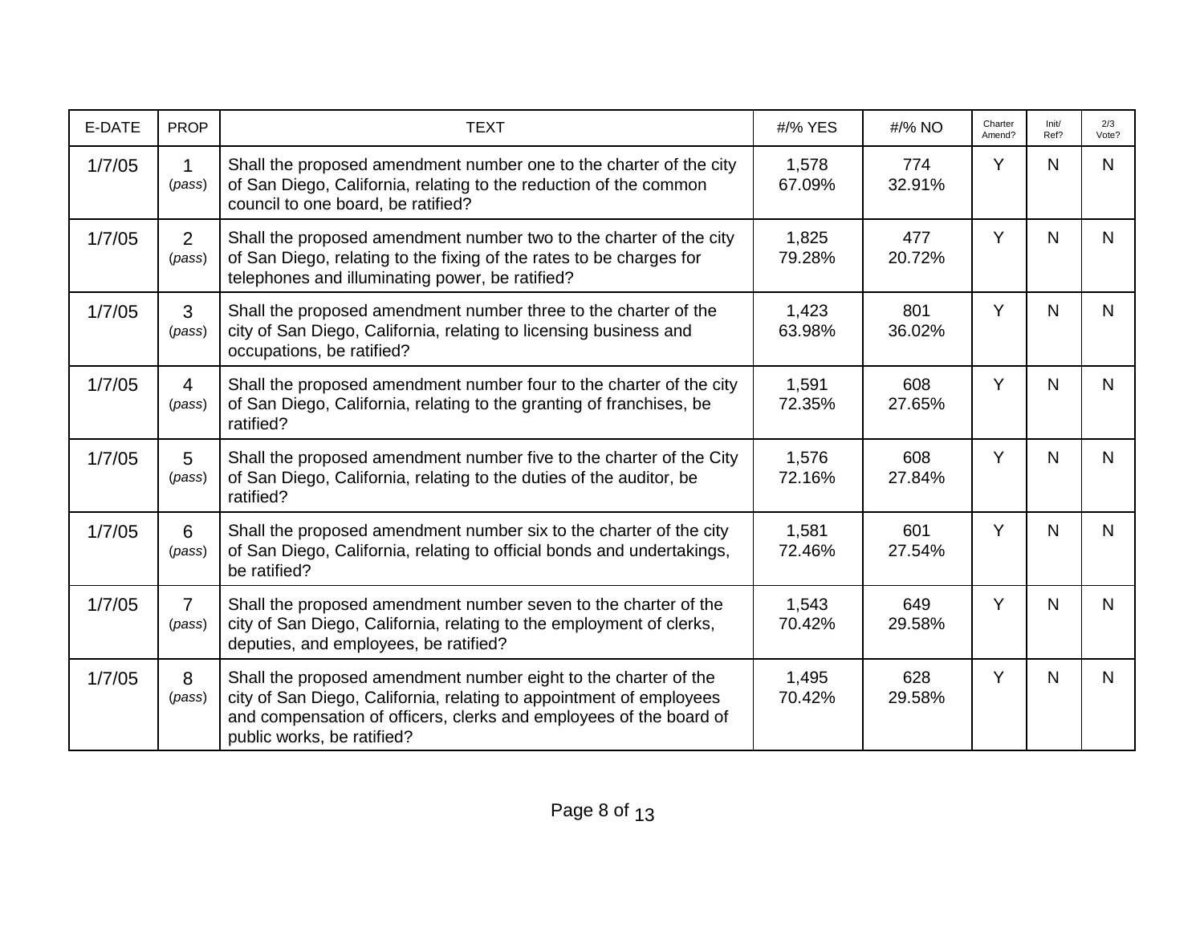| E-DATE | PROP | TEXT | #/% YES | #/% NO | Charter Amend? | Init/ Ref? | 2/3 Vote? |
|---|---|---|---|---|---|---|---|
| 1/7/05 | 1 (*pass*) | Shall the proposed amendment number one to the charter of the city of San Diego, California, relating to the reduction of the common council to one board, be ratified? | 1,578 67.09% | 774 32.91% | Y | N | N |
| 1/7/05 | 2 (*pass*) | Shall the proposed amendment number two to the charter of the city of San Diego, relating to the fixing of the rates to be charges for telephones and illuminating power, be ratified? | 1,825 79.28% | 477 20.72% | Y | N | N |
| 1/7/05 | 3 (*pass*) | Shall the proposed amendment number three to the charter of the city of San Diego, California, relating to licensing business and occupations, be ratified? | 1,423 63.98% | 801 36.02% | Y | N | N |
| 1/7/05 | 4 (*pass*) | Shall the proposed amendment number four to the charter of the city of San Diego, California, relating to the granting of franchises, be ratified? | 1,591 72.35% | 608 27.65% | Y | N | N |
| 1/7/05 | 5 (*pass*) | Shall the proposed amendment number five to the charter of the City of San Diego, California, relating to the duties of the auditor, be ratified? | 1,576 72.16% | 608 27.84% | Y | N | N |
| 1/7/05 | 6 (*pass*) | Shall the proposed amendment number six to the charter of the city of San Diego, California, relating to official bonds and undertakings, be ratified? | 1,581 72.46% | 601 27.54% | Y | N | N |
| 1/7/05 | 7 (*pass*) | Shall the proposed amendment number seven to the charter of the city of San Diego, California, relating to the employment of clerks, deputies, and employees, be ratified? | 1,543 70.42% | 649 29.58% | Y | N | N |
| 1/7/05 | 8 (*pass*) | Shall the proposed amendment number eight to the charter of the city of San Diego, California, relating to appointment of employees and compensation of officers, clerks and employees of the board of public works, be ratified? | 1,495 70.42% | 628 29.58% | Y | N | N |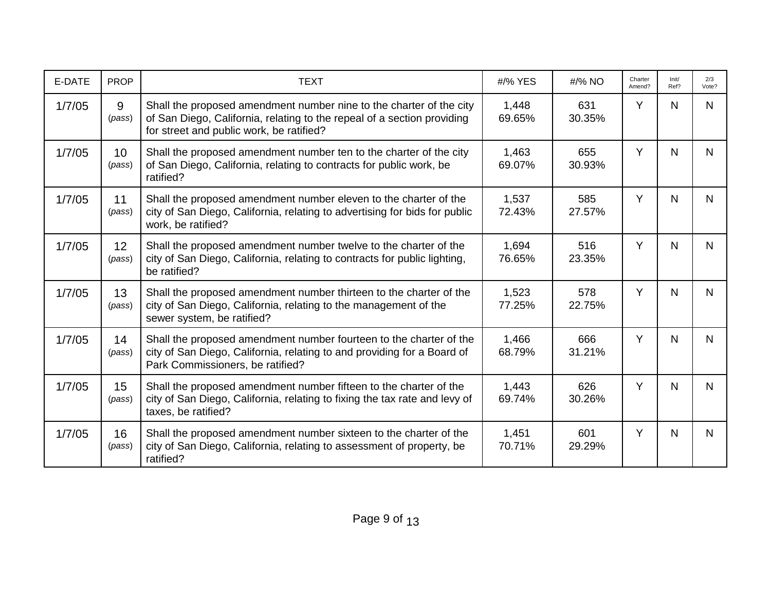| E-DATE | PROP | TEXT | #/% YES | #/% NO | Charter Amend? | Init/ Ref? | 2/3 Vote? |
|---|---|---|---|---|---|---|---|
| 1/7/05 | 9 (*pass*) | Shall the proposed amendment number nine to the charter of the city of San Diego, California, relating to the repeal of a section providing for street and public work, be ratified? | 1,448 69.65% | 631 30.35% | Y | N | N |
| 1/7/05 | 10 (*pass*) | Shall the proposed amendment number ten to the charter of the city of San Diego, California, relating to contracts for public work, be ratified? | 1,463 69.07% | 655 30.93% | Y | N | N |
| 1/7/05 | 11 (*pass*) | Shall the proposed amendment number eleven to the charter of the city of San Diego, California, relating to advertising for bids for public work, be ratified? | 1,537 72.43% | 585 27.57% | Y | N | N |
| 1/7/05 | 12 (*pass*) | Shall the proposed amendment number twelve to the charter of the city of San Diego, California, relating to contracts for public lighting, be ratified? | 1,694 76.65% | 516 23.35% | Y | N | N |
| 1/7/05 | 13 (*pass*) | Shall the proposed amendment number thirteen to the charter of the city of San Diego, California, relating to the management of the sewer system, be ratified? | 1,523 77.25% | 578 22.75% | Y | N | N |
| 1/7/05 | 14 (*pass*) | Shall the proposed amendment number fourteen to the charter of the city of San Diego, California, relating to and providing for a Board of Park Commissioners, be ratified? | 1,466 68.79% | 666 31.21% | Y | N | N |
| 1/7/05 | 15 (*pass*) | Shall the proposed amendment number fifteen to the charter of the city of San Diego, California, relating to fixing the tax rate and levy of taxes, be ratified? | 1,443 69.74% | 626 30.26% | Y | N | N |
| 1/7/05 | 16 (*pass*) | Shall the proposed amendment number sixteen to the charter of the city of San Diego, California, relating to assessment of property, be ratified? | 1,451 70.71% | 601 29.29% | Y | N | N |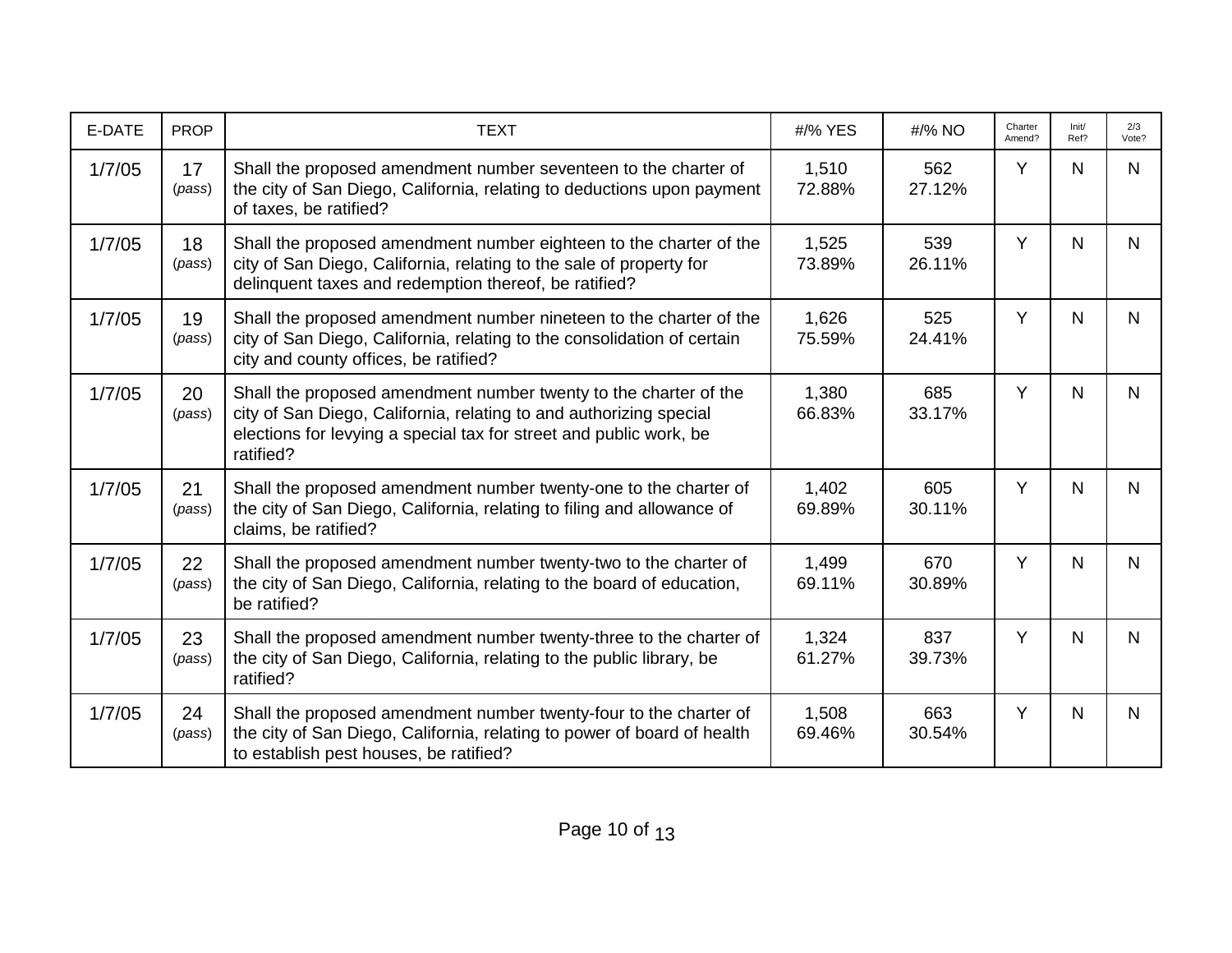| E-DATE | PROP | TEXT | #/% YES | #/% NO | Charter Amend? | Init/ Ref? | 2/3 Vote? |
|---|---|---|---|---|---|---|---|
| 1/7/05 | 17 (*pass*) | Shall the proposed amendment number seventeen to the charter of the city of San Diego, California, relating to deductions upon payment of taxes, be ratified? | 1,510 72.88% | 562 27.12% | Y | N | N |
| 1/7/05 | 18 (*pass*) | Shall the proposed amendment number eighteen to the charter of the city of San Diego, California, relating to the sale of property for delinquent taxes and redemption thereof, be ratified? | 1,525 73.89% | 539 26.11% | Y | N | N |
| 1/7/05 | 19 (*pass*) | Shall the proposed amendment number nineteen to the charter of the city of San Diego, California, relating to the consolidation of certain city and county offices, be ratified? | 1,626 75.59% | 525 24.41% | Y | N | N |
| 1/7/05 | 20 (*pass*) | Shall the proposed amendment number twenty to the charter of the city of San Diego, California, relating to and authorizing special elections for levying a special tax for street and public work, be ratified? | 1,380 66.83% | 685 33.17% | Y | N | N |
| 1/7/05 | 21 (*pass*) | Shall the proposed amendment number twenty-one to the charter of the city of San Diego, California, relating to filing and allowance of claims, be ratified? | 1,402 69.89% | 605 30.11% | Y | N | N |
| 1/7/05 | 22 (*pass*) | Shall the proposed amendment number twenty-two to the charter of the city of San Diego, California, relating to the board of education, be ratified? | 1,499 69.11% | 670 30.89% | Y | N | N |
| 1/7/05 | 23 (*pass*) | Shall the proposed amendment number twenty-three to the charter of the city of San Diego, California, relating to the public library, be ratified? | 1,324 61.27% | 837 39.73% | Y | N | N |
| 1/7/05 | 24 (*pass*) | Shall the proposed amendment number twenty-four to the charter of the city of San Diego, California, relating to power of board of health to establish pest houses, be ratified? | 1,508 69.46% | 663 30.54% | Y | N | N |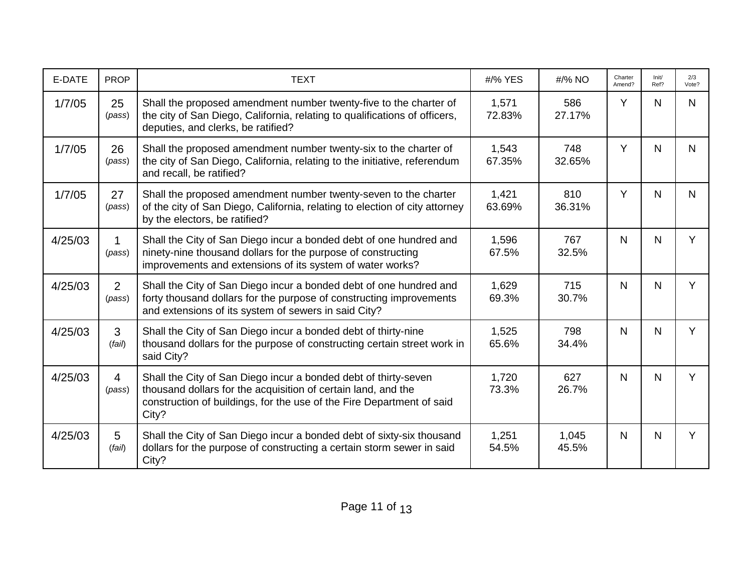| E-DATE | PROP | TEXT | #/% YES | #/% NO | Charter Amend? | Init/ Ref? | 2/3 Vote? |
|---|---|---|---|---|---|---|---|
| 1/7/05 | 25 (*pass*) | Shall the proposed amendment number twenty-five to the charter of the city of San Diego, California, relating to qualifications of officers, deputies, and clerks, be ratified? | 1,571 72.83% | 586 27.17% | Y | N | N |
| 1/7/05 | 26 (*pass*) | Shall the proposed amendment number twenty-six to the charter of the city of San Diego, California, relating to the initiative, referendum and recall, be ratified? | 1,543 67.35% | 748 32.65% | Y | N | N |
| 1/7/05 | 27 (*pass*) | Shall the proposed amendment number twenty-seven to the charter of the city of San Diego, California, relating to election of city attorney by the electors, be ratified? | 1,421 63.69% | 810 36.31% | Y | N | N |
| 4/25/03 | 1 (*pass*) | Shall the City of San Diego incur a bonded debt of one hundred and ninety-nine thousand dollars for the purpose of constructing improvements and extensions of its system of water works? | 1,596 67.5% | 767 32.5% | N | N | Y |
| 4/25/03 | 2 (*pass*) | Shall the City of San Diego incur a bonded debt of one hundred and forty thousand dollars for the purpose of constructing improvements and extensions of its system of sewers in said City? | 1,629 69.3% | 715 30.7% | N | N | Y |
| 4/25/03 | 3 (*fail*) | Shall the City of San Diego incur a bonded debt of thirty-nine thousand dollars for the purpose of constructing certain street work in said City? | 1,525 65.6% | 798 34.4% | N | N | Y |
| 4/25/03 | 4 (*pass*) | Shall the City of San Diego incur a bonded debt of thirty-seven thousand dollars for the acquisition of certain land, and the construction of buildings, for the use of the Fire Department of said City? | 1,720 73.3% | 627 26.7% | N | N | Y |
| 4/25/03 | 5 (*fail*) | Shall the City of San Diego incur a bonded debt of sixty-six thousand dollars for the purpose of constructing a certain storm sewer in said City? | 1,251 54.5% | 1,045 45.5% | N | N | Y |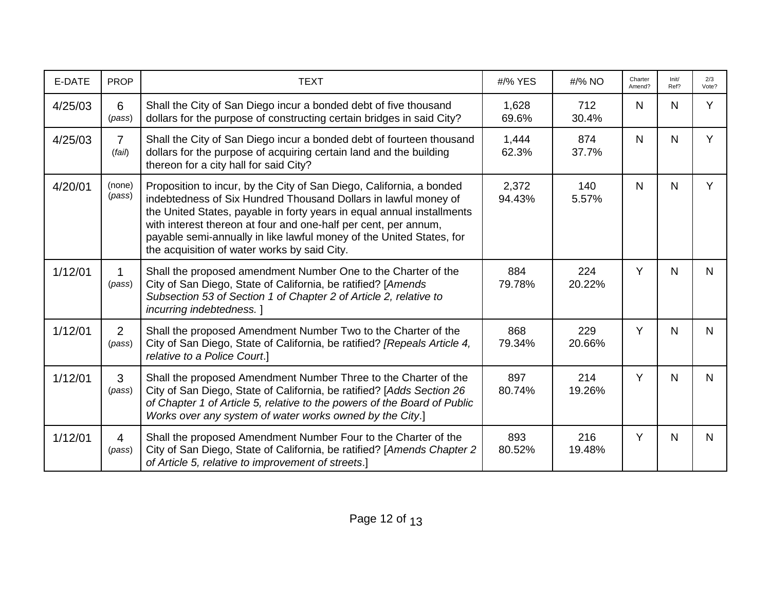| E-DATE | PROP | TEXT | #/% YES | #/% NO | Charter Amend? | Init/ Ref? | 2/3 Vote? |
|---|---|---|---|---|---|---|---|
| 4/25/03 | 6 (*pass*) | Shall the City of San Diego incur a bonded debt of five thousand dollars for the purpose of constructing certain bridges in said City? | 1,628 69.6% | 712 30.4% | N | N | Y |
| 4/25/03 | 7 (*fail*) | Shall the City of San Diego incur a bonded debt of fourteen thousand dollars for the purpose of acquiring certain land and the building thereon for a city hall for said City? | 1,444 62.3% | 874 37.7% | N | N | Y |
| 4/20/01 | (none) (*pass*) | Proposition to incur, by the City of San Diego, California, a bonded indebtedness of Six Hundred Thousand Dollars in lawful money of the United States, payable in forty years in equal annual installments with interest thereon at four and one-half per cent, per annum, payable semi-annually in like lawful money of the United States, for the acquisition of water works by said City. | 2,372 94.43% | 140 5.57% | N | N | Y |
| 1/12/01 | 1 (*pass*) | Shall the proposed amendment Number One to the Charter of the City of San Diego, State of California, be ratified? [*Amends Subsection 53 of Section 1 of Chapter 2 of Article 2, relative to incurring indebtedness.* ] | 884 79.78% | 224 20.22% | Y | N | N |
| 1/12/01 | 2 (*pass*) | Shall the proposed Amendment Number Two to the Charter of the City of San Diego, State of California, be ratified? *[Repeals Article 4, relative to a Police Court*.] | 868 79.34% | 229 20.66% | Y | N | N |
| 1/12/01 | 3 (*pass*) | Shall the proposed Amendment Number Three to the Charter of the City of San Diego, State of California, be ratified? [*Adds Section 26 of Chapter 1 of Article 5, relative to the powers of the Board of Public Works over any system of water works owned by the City*.] | 897 80.74% | 214 19.26% | Y | N | N |
| 1/12/01 | 4 (*pass*) | Shall the proposed Amendment Number Four to the Charter of the City of San Diego, State of California, be ratified? [*Amends Chapter 2 of Article 5, relative to improvement of streets*.] | 893 80.52% | 216 19.48% | Y | N | N |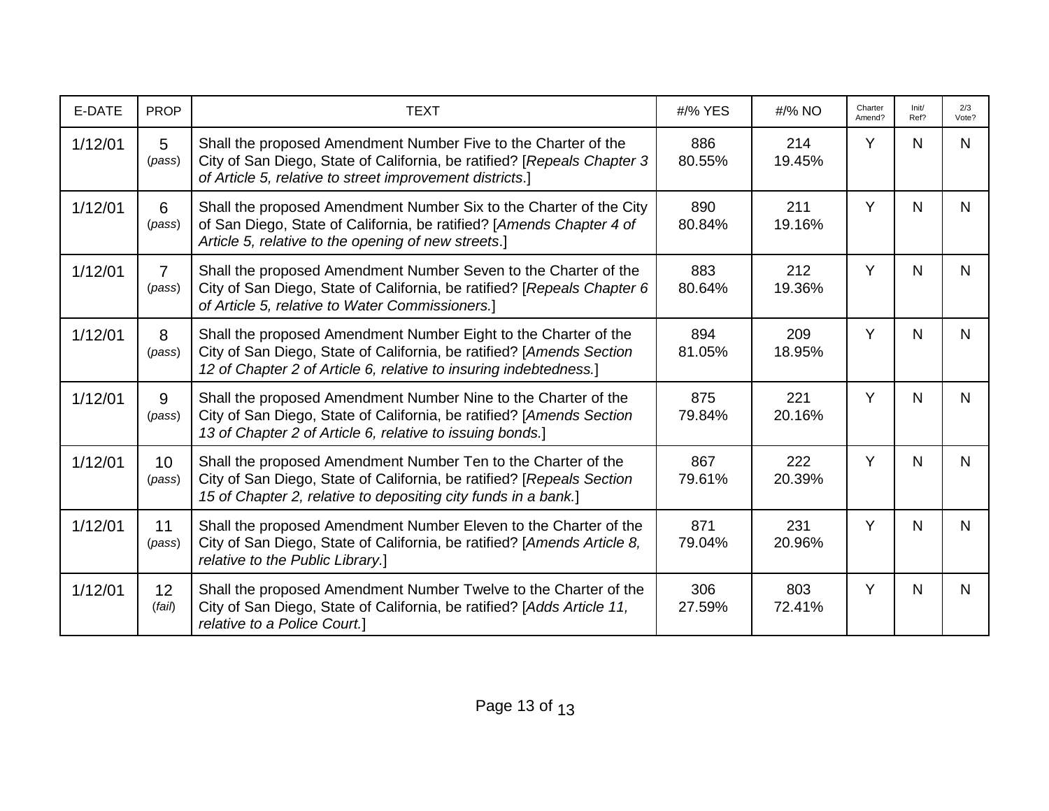| E-DATE | PROP | TEXT | #/% YES | #/% NO | Charter Amend? | Init/ Ref? | 2/3 Vote? |
|---|---|---|---|---|---|---|---|
| 1/12/01 | 5 (*pass*) | Shall the proposed Amendment Number Five to the Charter of the City of San Diego, State of California, be ratified? [*Repeals Chapter 3 of Article 5, relative to street improvement districts*.] | 886 80.55% | 214 19.45% | Y | N | N |
| 1/12/01 | 6 (*pass*) | Shall the proposed Amendment Number Six to the Charter of the City of San Diego, State of California, be ratified? [*Amends Chapter 4 of Article 5, relative to the opening of new streets*.] | 890 80.84% | 211 19.16% | Y | N | N |
| 1/12/01 | 7 (*pass*) | Shall the proposed Amendment Number Seven to the Charter of the City of San Diego, State of California, be ratified? [*Repeals Chapter 6 of Article 5, relative to Water Commissioners.*] | 883 80.64% | 212 19.36% | Y | N | N |
| 1/12/01 | 8 (*pass*) | Shall the proposed Amendment Number Eight to the Charter of the City of San Diego, State of California, be ratified? [*Amends Section 12 of Chapter 2 of Article 6, relative to insuring indebtedness.*] | 894 81.05% | 209 18.95% | Y | N | N |
| 1/12/01 | 9 (*pass*) | Shall the proposed Amendment Number Nine to the Charter of the City of San Diego, State of California, be ratified? [*Amends Section 13 of Chapter 2 of Article 6, relative to issuing bonds.*] | 875 79.84% | 221 20.16% | Y | N | N |
| 1/12/01 | 10 (*pass*) | Shall the proposed Amendment Number Ten to the Charter of the City of San Diego, State of California, be ratified? [*Repeals Section 15 of Chapter 2, relative to depositing city funds in a bank.*] | 867 79.61% | 222 20.39% | Y | N | N |
| 1/12/01 | 11 (*pass*) | Shall the proposed Amendment Number Eleven to the Charter of the City of San Diego, State of California, be ratified? [*Amends Article 8, relative to the Public Library.*] | 871 79.04% | 231 20.96% | Y | N | N |
| 1/12/01 | 12 (*fail*) | Shall the proposed Amendment Number Twelve to the Charter of the City of San Diego, State of California, be ratified? [*Adds Article 11, relative to a Police Court.*] | 306 27.59% | 803 72.41% | Y | N | N |